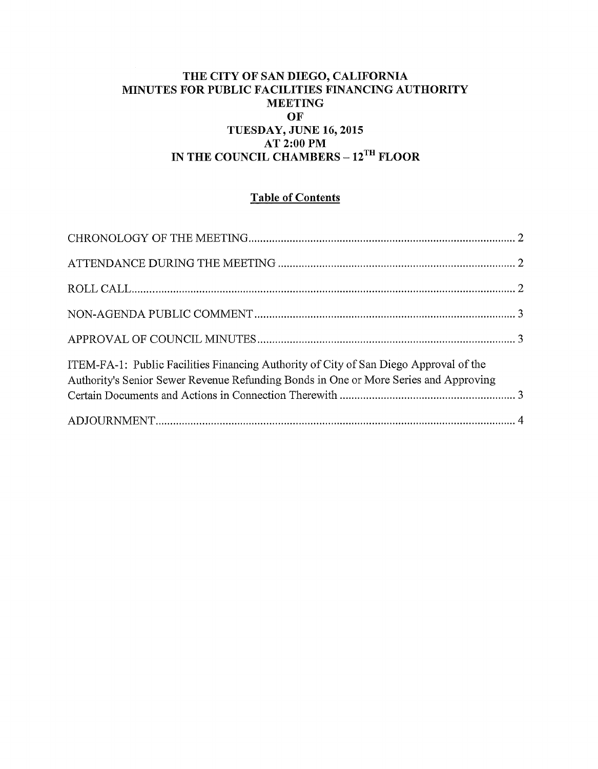# THE CITY OF SAN DIEGO, CALIFORNIA
# MINUTES FOR PUBLIC FACILITIES FINANCING AUTHORITY MEETING OF TUESDAY, JUNE 16, 2015 AT 2:00 PM IN THE COUNCIL CHAMBERS – 12TH FLOOR

## Table of Contents

CHRONOLOGY OF THE MEETING .......... 2

ATTENDANCE DURING THE MEETING .......... 2

ROLL CALL .......... 2

NON-AGENDA PUBLIC COMMENT .......... 3

APPROVAL OF COUNCIL MINUTES .......... 3

ITEM-FA-1: Public Facilities Financing Authority of City of San Diego Approval of the Authority's Senior Sewer Revenue Refunding Bonds in One or More Series and Approving Certain Documents and Actions in Connection Therewith .......... 3

ADJOURNMENT .......... 4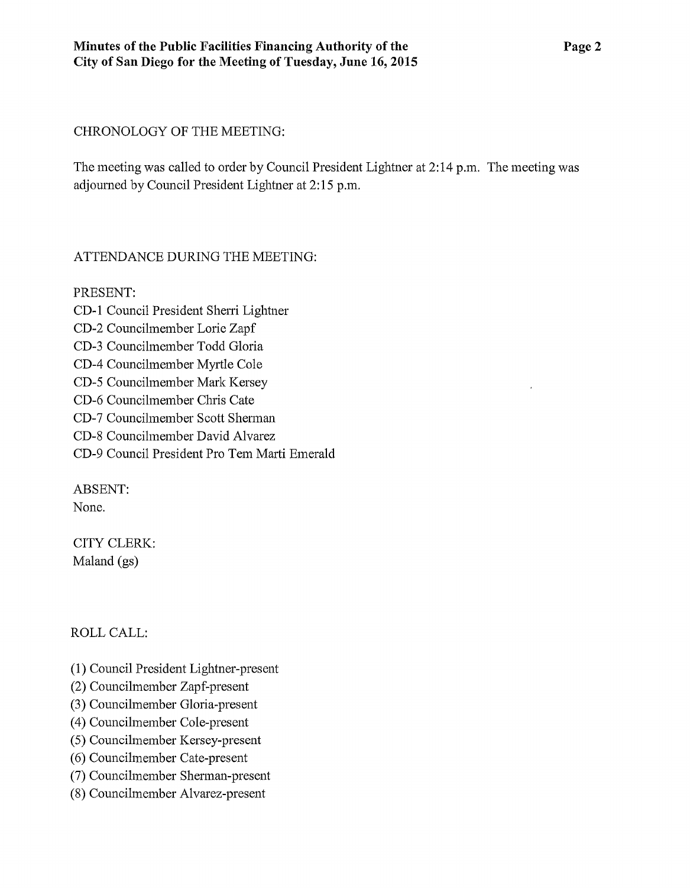CHRONOLOGY OF THE MEETING:

The meeting was called to order by Council President Lightner at 2:14 p.m. The meeting was adjourned by Council President Lightner at 2:15 p.m.

ATTENDANCE DURING THE MEETING:

PRESENT:
CD-1 Council President Sherri Lightner
CD-2 Councilmember Lorie Zapf
CD-3 Councilmember Todd Gloria
CD-4 Councilmember Myrtle Cole
CD-5 Councilmember Mark Kersey
CD-6 Councilmember Chris Cate
CD-7 Councilmember Scott Sherman
CD-8 Councilmember David Alvarez
CD-9 Council President Pro Tem Marti Emerald

ABSENT:
None.

CITY CLERK:
Maland (gs)

ROLL CALL:

(1) Council President Lightner-present
(2) Councilmember Zapf-present
(3) Councilmember Gloria-present
(4) Councilmember Cole-present
(5) Councilmember Kersey-present
(6) Councilmember Cate-present
(7) Councilmember Sherman-present
(8) Councilmember Alvarez-present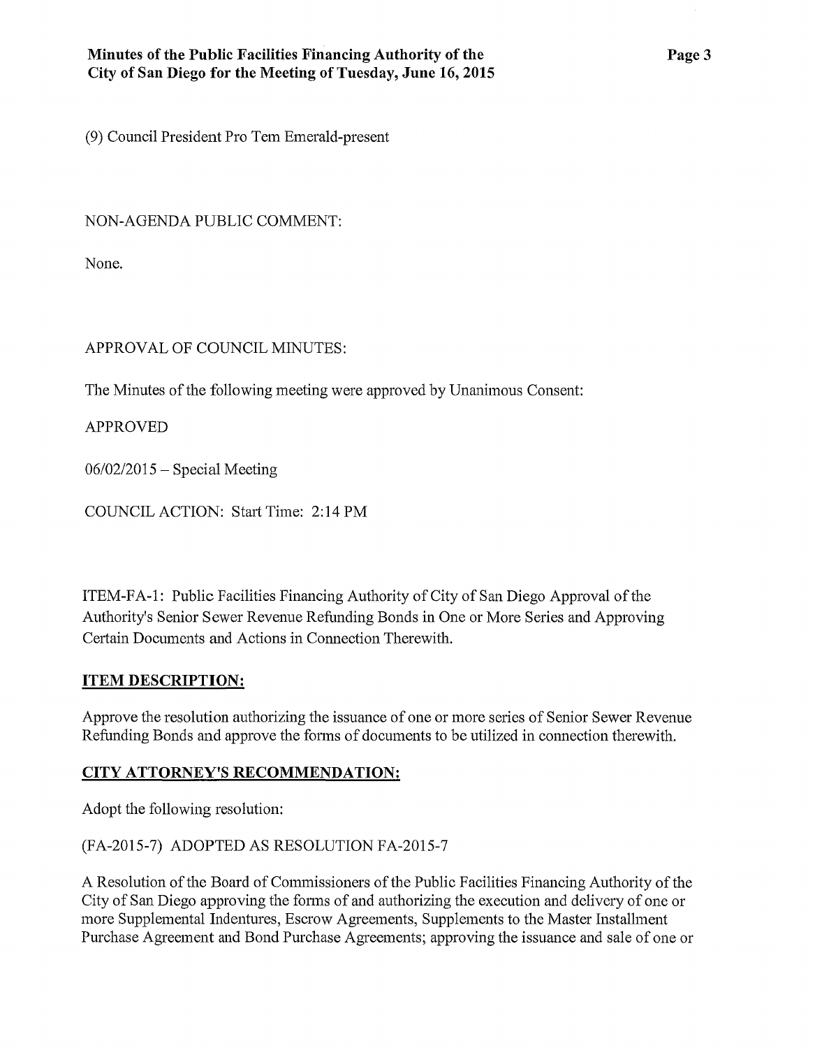(9) Council President Pro Tem Emerald-present

NON-AGENDA PUBLIC COMMENT:

None.

APPROVAL OF COUNCIL MINUTES:

The Minutes of the following meeting were approved by Unanimous Consent:

APPROVED

06/02/2015 – Special Meeting

COUNCIL ACTION: Start Time: 2:14 PM

ITEM-FA-1: Public Facilities Financing Authority of City of San Diego Approval of the Authority's Senior Sewer Revenue Refunding Bonds in One or More Series and Approving Certain Documents and Actions in Connection Therewith.

**ITEM DESCRIPTION:**

Approve the resolution authorizing the issuance of one or more series of Senior Sewer Revenue Refunding Bonds and approve the forms of documents to be utilized in connection therewith.

**CITY ATTORNEY'S RECOMMENDATION:**

Adopt the following resolution:

(FA-2015-7) ADOPTED AS RESOLUTION FA-2015-7

A Resolution of the Board of Commissioners of the Public Facilities Financing Authority of the City of San Diego approving the forms of and authorizing the execution and delivery of one or more Supplemental Indentures, Escrow Agreements, Supplements to the Master Installment Purchase Agreement and Bond Purchase Agreements; approving the issuance and sale of one or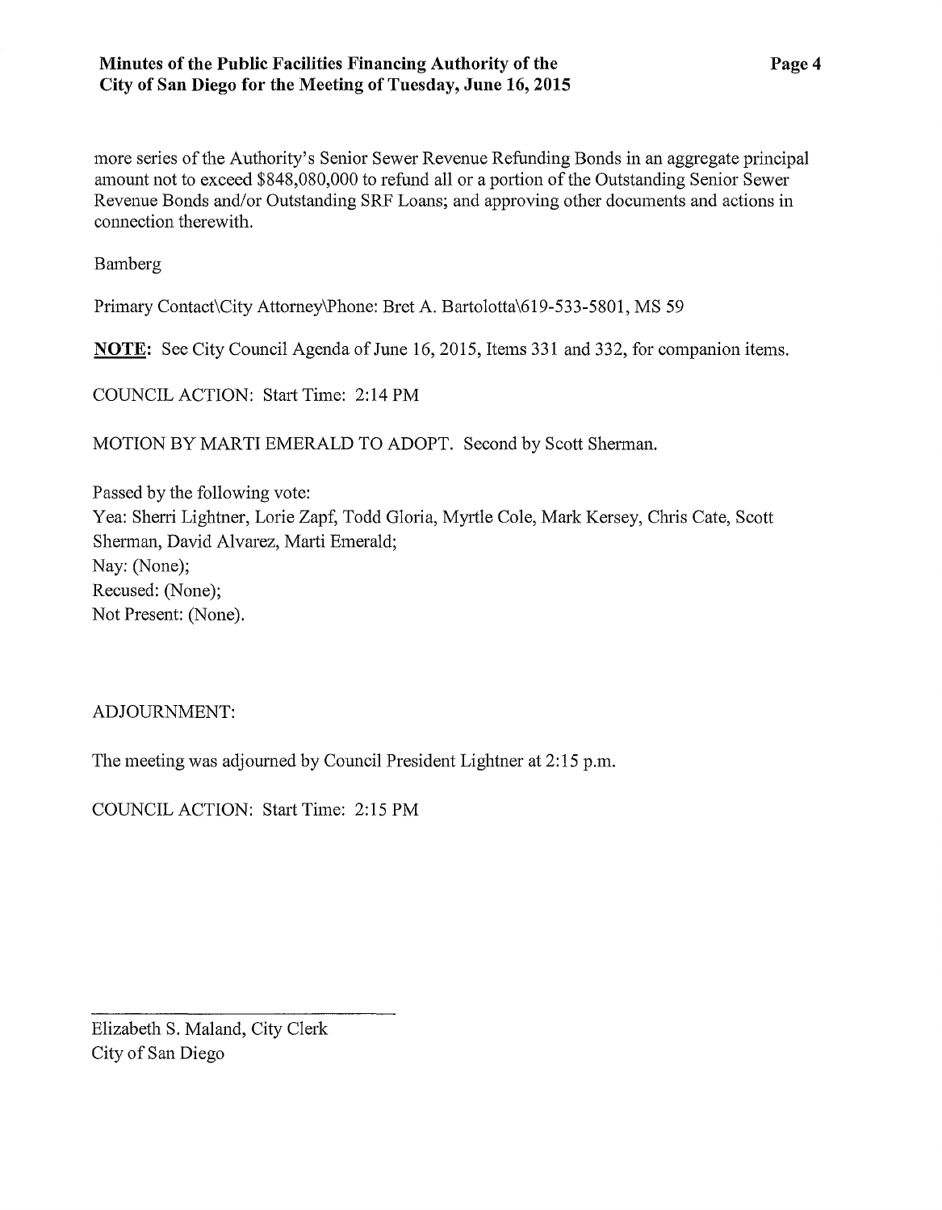more series of the Authority's Senior Sewer Revenue Refunding Bonds in an aggregate principal amount not to exceed $848,080,000 to refund all or a portion of the Outstanding Senior Sewer Revenue Bonds and/or Outstanding SRF Loans; and approving other documents and actions in connection therewith.

Bamberg

Primary Contact\City Attorney\Phone: Bret A. Bartolotta\619-533-5801, MS 59

**NOTE:** See City Council Agenda of June 16, 2015, Items 331 and 332, for companion items.

COUNCIL ACTION: Start Time: 2:14 PM

MOTION BY MARTI EMERALD TO ADOPT. Second by Scott Sherman.

Passed by the following vote:
Yea: Sherri Lightner, Lorie Zapf, Todd Gloria, Myrtle Cole, Mark Kersey, Chris Cate, Scott Sherman, David Alvarez, Marti Emerald;
Nay: (None);
Recused: (None);
Not Present: (None).

ADJOURNMENT:

The meeting was adjourned by Council President Lightner at 2:15 p.m.

COUNCIL ACTION: Start Time: 2:15 PM

Elizabeth S. Maland, City Clerk
City of San Diego